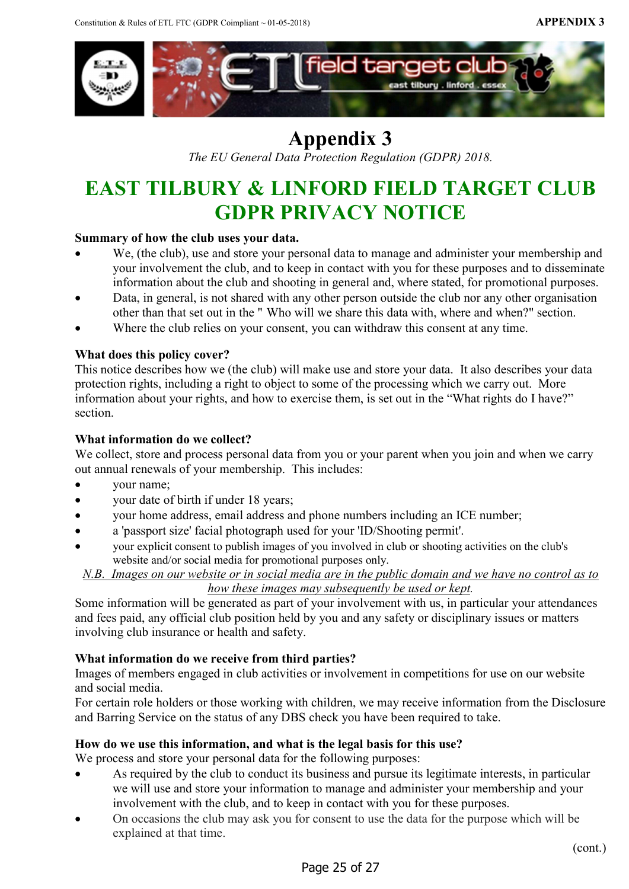# Appendix 3

*The EU General Data Protection Regulation (GDPR) 2018.*

# EAST TILBURY & LINFORD FIELD TARGET CLUB GDPR PRIVACY NOTICE

**Summary of how the club uses your data.**

- We, (the club), use and store your personal data to manage and administer your membership and your involvement the club, and to keep in contact with you for these purposes and to disseminate information about the club and shooting in general and, where stated, for promotional purposes.
- Data, in general, is not shared with any other person outside the club nor any other organisation other than that set out in the " Who will we share this data with, where and when?" section.
- Where the club relies on your consent, you can withdraw this consent at any time.

**What does this policy cover?**

This notice describes how we (the club) will make use and store your data. It also describes your data protection rights, including a right to object to some of the processing which we carry out. More information about your rights, and how to exercise them, is set out in the "What rights do I have?" section.

**What information do we collect?**

We collect, store and process personal data from you or your parent when you join and when we carry out annual renewals of your membership. This includes:

- your name;
- your date of birth if under 18 years;
- your home address, email address and phone numbers including an ICE number;
- a 'passport size' facial photograph used for your 'ID/Shooting permit'.
- your explicit consent to publish images of you involved in club or shooting activities on the club's website and/or social media for promotional purposes only.

*N.B. Images on our website or in social media are in the public domain and we have no control as to how these images may subsequently be used or kept.*

Some information will be generated as part of your involvement with us, in particular your attendances and fees paid, any official club position held by you and any safety or disciplinary issues or matters involving club insurance or health and safety.

**What information do we receive from third parties?**

Images of members engaged in club activities or involvement in competitions for use on our website and social media.

For certain role holders or those working with children, we may receive information from the Disclosure and Barring Service on the status of any DBS check you have been required to take.

**How do we use this information, and what is the legal basis for this use?**

We process and store your personal data for the following purposes:

- As required by the club to conduct its business and pursue its legitimate interests, in particular we will use and store your information to manage and administer your membership and your involvement with the club, and to keep in contact with you for these purposes.
- On occasions the club may ask you for consent to use the data for the purpose which will be explained at that time.

(cont.)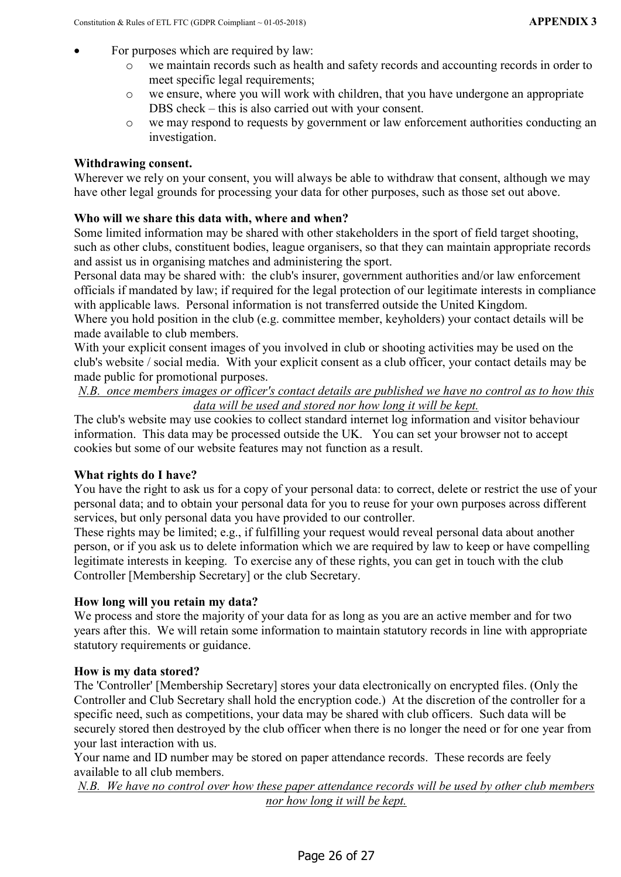- For purposes which are required by law:
  - we maintain records such as health and safety records and accounting records in order to meet specific legal requirements;
  - we ensure, where you will work with children, that you have undergone an appropriate DBS check – this is also carried out with your consent.
  - we may respond to requests by government or law enforcement authorities conducting an investigation.

**Withdrawing consent.**

Wherever we rely on your consent, you will always be able to withdraw that consent, although we may have other legal grounds for processing your data for other purposes, such as those set out above.

**Who will we share this data with, where and when?**

Some limited information may be shared with other stakeholders in the sport of field target shooting, such as other clubs, constituent bodies, league organisers, so that they can maintain appropriate records and assist us in organising matches and administering the sport.

Personal data may be shared with: the club's insurer, government authorities and/or law enforcement officials if mandated by law; if required for the legal protection of our legitimate interests in compliance with applicable laws. Personal information is not transferred outside the United Kingdom.

Where you hold position in the club (e.g. committee member, keyholders) your contact details will be made available to club members.

With your explicit consent images of you involved in club or shooting activities may be used on the club's website / social media. With your explicit consent as a club officer, your contact details may be made public for promotional purposes.

*N.B. once members images or officer's contact details are published we have no control as to how this data will be used and stored nor how long it will be kept.*

The club's website may use cookies to collect standard internet log information and visitor behaviour information. This data may be processed outside the UK. You can set your browser not to accept cookies but some of our website features may not function as a result.

**What rights do I have?**

You have the right to ask us for a copy of your personal data: to correct, delete or restrict the use of your personal data; and to obtain your personal data for you to reuse for your own purposes across different services, but only personal data you have provided to our controller.

These rights may be limited; e.g., if fulfilling your request would reveal personal data about another person, or if you ask us to delete information which we are required by law to keep or have compelling legitimate interests in keeping. To exercise any of these rights, you can get in touch with the club Controller [Membership Secretary] or the club Secretary.

**How long will you retain my data?**

We process and store the majority of your data for as long as you are an active member and for two years after this. We will retain some information to maintain statutory records in line with appropriate statutory requirements or guidance.

**How is my data stored?**

The 'Controller' [Membership Secretary] stores your data electronically on encrypted files. (Only the Controller and Club Secretary shall hold the encryption code.) At the discretion of the controller for a specific need, such as competitions, your data may be shared with club officers. Such data will be securely stored then destroyed by the club officer when there is no longer the need or for one year from your last interaction with us.

Your name and ID number may be stored on paper attendance records. These records are feely available to all club members.

*N.B. We have no control over how these paper attendance records will be used by other club members nor how long it will be kept.*